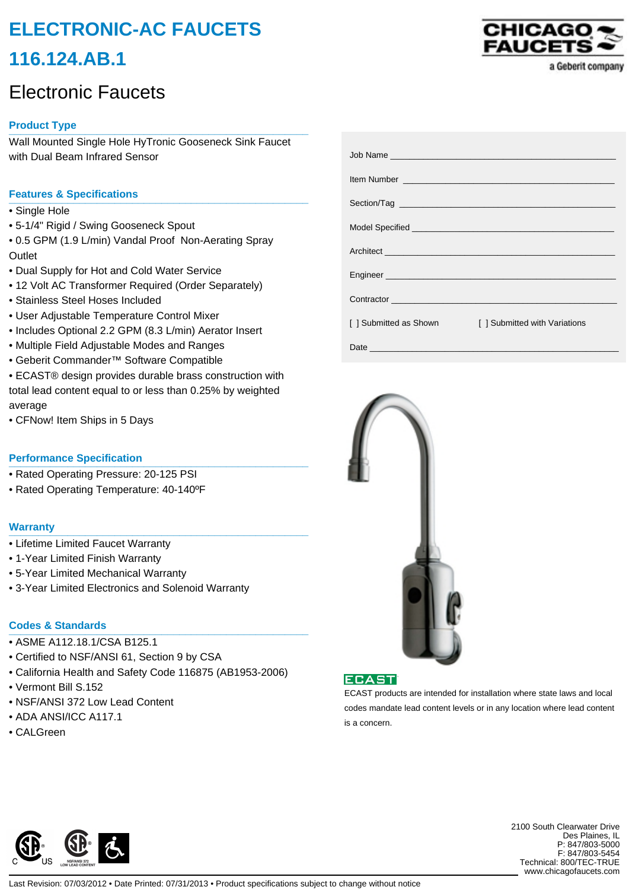# ELECTRONIC-AC FAUCETS

# 116.124.AB.1

## Electronic Faucets

CHICAGO FAUCETS
a Geberit company

### Product Type

Wall Mounted Single Hole HyTronic Gooseneck Sink Faucet with Dual Beam Infrared Sensor

### Features & Specifications

- Single Hole
- 5-1/4" Rigid / Swing Gooseneck Spout
- 0.5 GPM (1.9 L/min) Vandal Proof Non-Aerating Spray Outlet
- Dual Supply for Hot and Cold Water Service
- 12 Volt AC Transformer Required (Order Separately)
- Stainless Steel Hoses Included
- User Adjustable Temperature Control Mixer
- Includes Optional 2.2 GPM (8.3 L/min) Aerator Insert
- Multiple Field Adjustable Modes and Ranges
- Geberit Commander™ Software Compatible
- ECAST® design provides durable brass construction with total lead content equal to or less than 0.25% by weighted average
- CFNow! Item Ships in 5 Days

### Performance Specification

- Rated Operating Pressure: 20-125 PSI
- Rated Operating Temperature: 40-140ºF

### Warranty

- Lifetime Limited Faucet Warranty
- 1-Year Limited Finish Warranty
- 5-Year Limited Mechanical Warranty
- 3-Year Limited Electronics and Solenoid Warranty

### Codes & Standards

- ASME A112.18.1/CSA B125.1
- Certified to NSF/ANSI 61, Section 9 by CSA
- California Health and Safety Code 116875 (AB1953-2006)
- Vermont Bill S.152
- NSF/ANSI 372 Low Lead Content
- ADA ANSI/ICC A117.1
- CALGreen

Job Name ______________________________

Item Number ______________________________

Section/Tag ______________________________

Model Specified ______________________________

Architect ______________________________

Engineer ______________________________

Contractor ______________________________

[ ] Submitted as Shown [ ] Submitted with Variations

Date ______________________________

ECAST

ECAST products are intended for installation where state laws and local codes mandate lead content levels or in any location where lead content is a concern.

2100 South Clearwater Drive
Des Plaines, IL
P: 847/803-5000
F: 847/803-5454
Technical: 800/TEC-TRUE
www.chicagofaucets.com

Last Revision: 07/03/2012 • Date Printed: 07/31/2013 • Product specifications subject to change without notice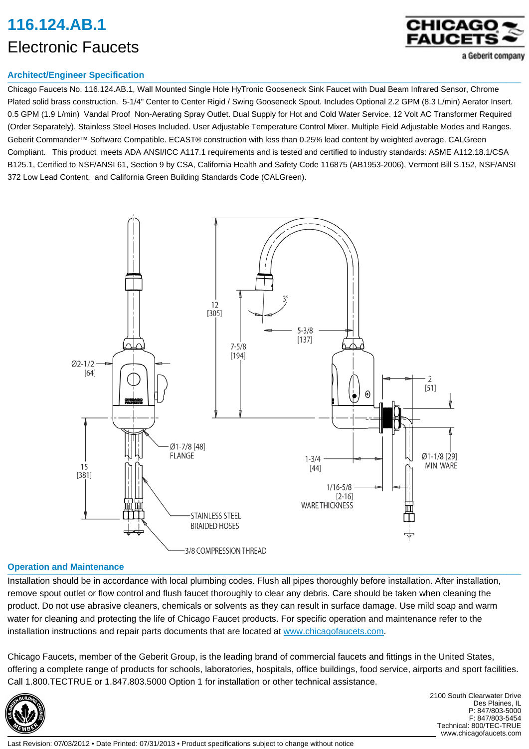# 116.124.AB.1

## Electronic Faucets

### Architect/Engineer Specification

Chicago Faucets No. 116.124.AB.1, Wall Mounted Single Hole HyTronic Gooseneck Sink Faucet with Dual Beam Infrared Sensor, Chrome Plated solid brass construction. 5-1/4" Center to Center Rigid / Swing Gooseneck Spout. Includes Optional 2.2 GPM (8.3 L/min) Aerator Insert. 0.5 GPM (1.9 L/min) Vandal Proof Non-Aerating Spray Outlet. Dual Supply for Hot and Cold Water Service. 12 Volt AC Transformer Required (Order Separately). Stainless Steel Hoses Included. User Adjustable Temperature Control Mixer. Multiple Field Adjustable Modes and Ranges. Geberit Commander™ Software Compatible. ECAST® construction with less than 0.25% lead content by weighted average. CALGreen Compliant. This product meets ADA ANSI/ICC A117.1 requirements and is tested and certified to industry standards: ASME A112.18.1/CSA B125.1, Certified to NSF/ANSI 61, Section 9 by CSA, California Health and Safety Code 116875 (AB1953-2006), Vermont Bill S.152, NSF/ANSI 372 Low Lead Content, and California Green Building Standards Code (CALGreen).

12
[305]

7-5/8
[194]

3°

5-3/8
[137]

Ø2-1/2
[64]

2
[51]

Ø1-7/8 [48]
FLANGE

15
[381]

1-3/4
[44]

Ø1-1/8 [29]
MIN. WARE

1/16-5/8
[2-16]
WARE THICKNESS

STAINLESS STEEL
BRAIDED HOSES

3/8 COMPRESSION THREAD

### Operation and Maintenance

Installation should be in accordance with local plumbing codes. Flush all pipes thoroughly before installation. After installation, remove spout outlet or flow control and flush faucet thoroughly to clear any debris. Care should be taken when cleaning the product. Do not use abrasive cleaners, chemicals or solvents as they can result in surface damage. Use mild soap and warm water for cleaning and protecting the life of Chicago Faucet products. For specific operation and maintenance refer to the installation instructions and repair parts documents that are located at www.chicagofaucets.com.

Chicago Faucets, member of the Geberit Group, is the leading brand of commercial faucets and fittings in the United States, offering a complete range of products for schools, laboratories, hospitals, office buildings, food service, airports and sport facilities. Call 1.800.TECTRUE or 1.847.803.5000 Option 1 for installation or other technical assistance.

2100 South Clearwater Drive
Des Plaines, IL
P: 847/803-5000
F: 847/803-5454
Technical: 800/TEC-TRUE
www.chicagofaucets.com

Last Revision: 07/03/2012 • Date Printed: 07/31/2013 • Product specifications subject to change without notice